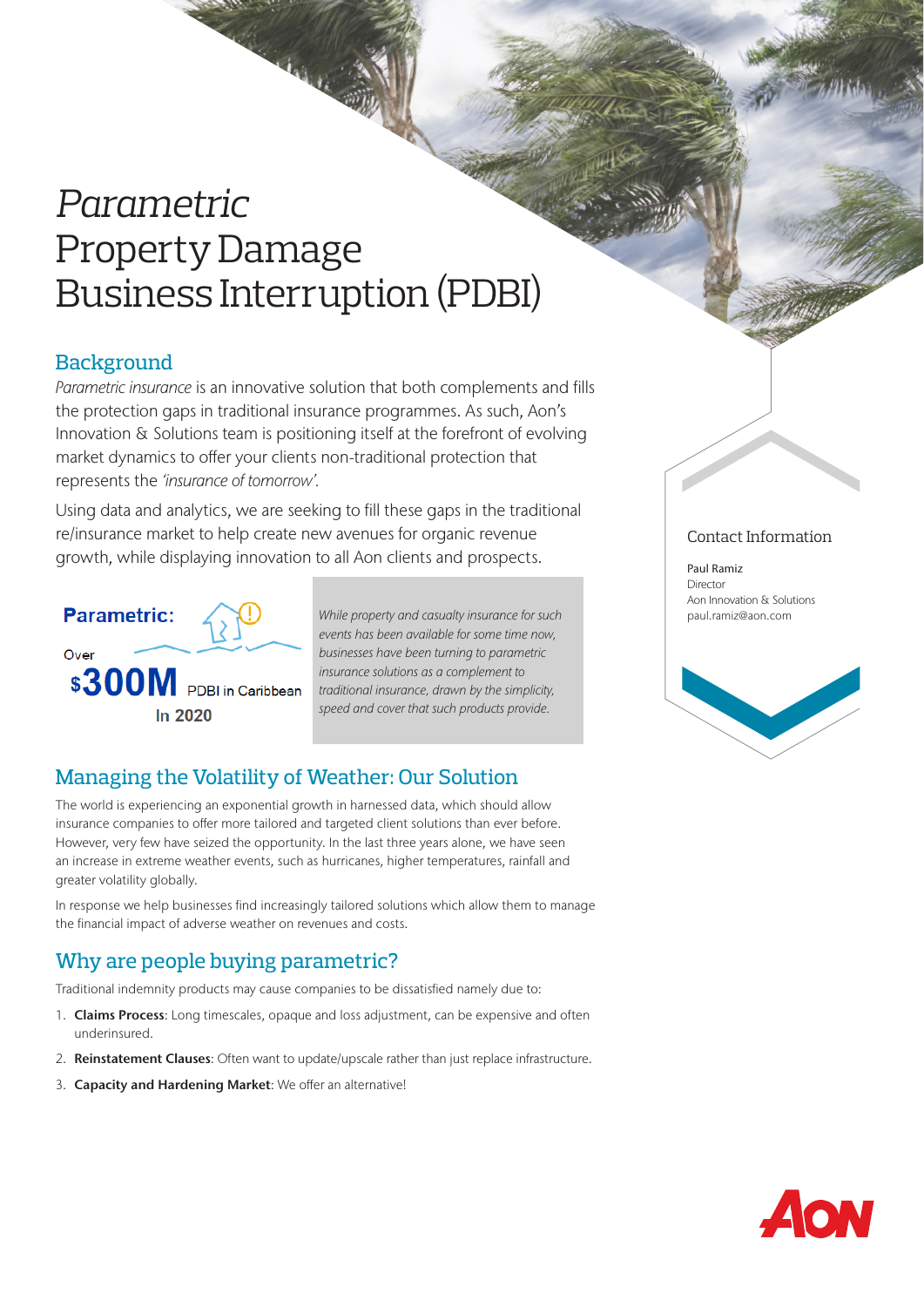# *Parametric* Property Damage Business Interruption (PDBI)

## Background

*Parametric insurance* is an innovative solution that both complements and fills the protection gaps in traditional insurance programmes. As such, Aon's Innovation & Solutions team is positioning itself at the forefront of evolving market dynamics to offer your clients non-traditional protection that represents the *'insurance of tomorrow'*.

Using data and analytics, we are seeking to fill these gaps in the traditional re/insurance market to help create new avenues for organic revenue growth, while displaying innovation to all Aon clients and prospects.

**Parametric:**

Over **$300M** PDBI in Caribbean In 2020

*While property and casualty insurance for such events has been available for some time now, businesses have been turning to parametric insurance solutions as a complement to traditional insurance, drawn by the simplicity, speed and cover that such products provide.*

## Managing the Volatility of Weather: Our Solution

The world is experiencing an exponential growth in harnessed data, which should allow insurance companies to offer more tailored and targeted client solutions than ever before. However, very few have seized the opportunity. In the last three years alone, we have seen an increase in extreme weather events, such as hurricanes, higher temperatures, rainfall and greater volatility globally.

In response we help businesses find increasingly tailored solutions which allow them to manage the financial impact of adverse weather on revenues and costs.

## Why are people buying parametric?

Traditional indemnity products may cause companies to be dissatisfied namely due to:

1. **Claims Process**: Long timescales, opaque and loss adjustment, can be expensive and often underinsured.
2. **Reinstatement Clauses**: Often want to update/upscale rather than just replace infrastructure.
3. **Capacity and Hardening Market**: We offer an alternative!

### Contact Information

Paul Ramiz
Director
Aon Innovation & Solutions
paul.ramiz@aon.com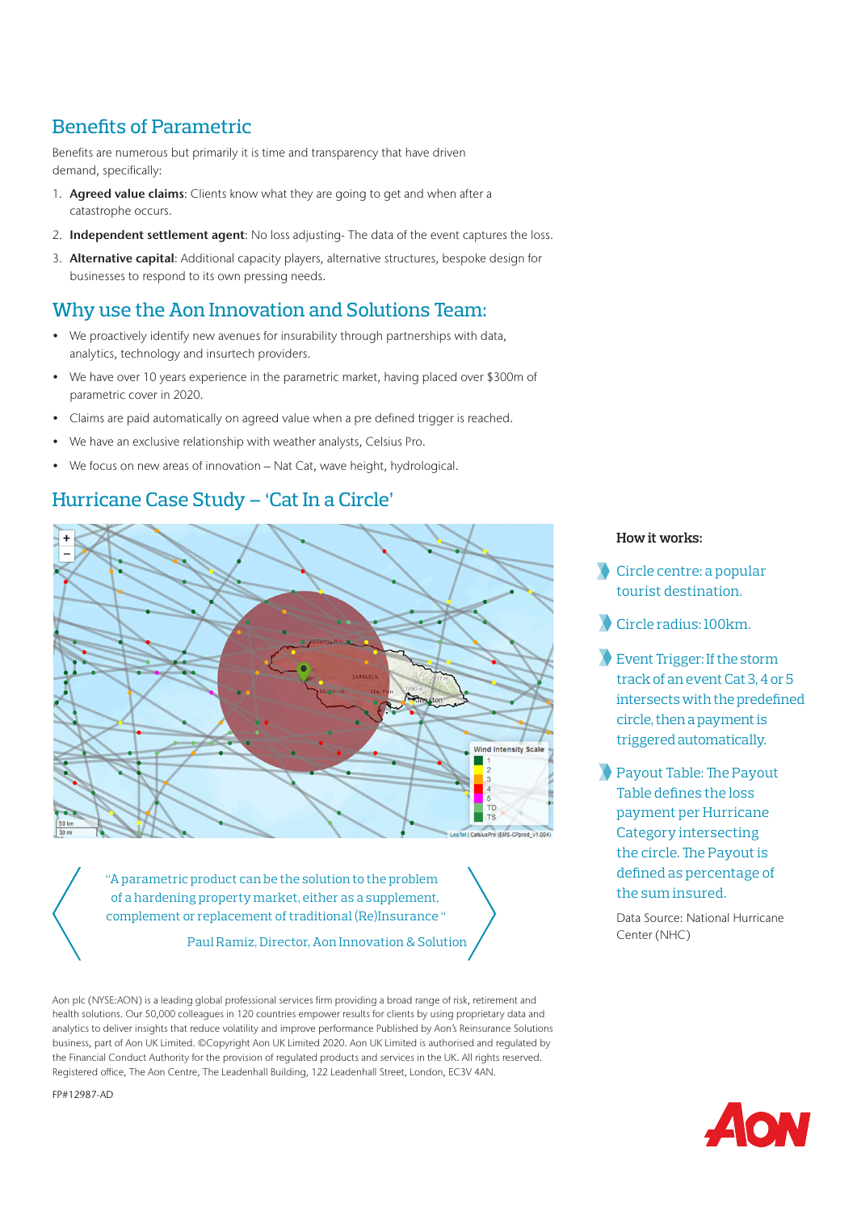## Benefits of Parametric

Benefits are numerous but primarily it is time and transparency that have driven demand, specifically:

1. **Agreed value claims**: Clients know what they are going to get and when after a catastrophe occurs.
2. **Independent settlement agent**: No loss adjusting- The data of the event captures the loss.
3. **Alternative capital**: Additional capacity players, alternative structures, bespoke design for businesses to respond to its own pressing needs.

## Why use the Aon Innovation and Solutions Team:

- We proactively identify new avenues for insurability through partnerships with data, analytics, technology and insurtech providers.
- We have over 10 years experience in the parametric market, having placed over $300m of parametric cover in 2020.
- Claims are paid automatically on agreed value when a pre defined trigger is reached.
- We have an exclusive relationship with weather analysts, Celsius Pro.
- We focus on new areas of innovation – Nat Cat, wave height, hydrological.

## Hurricane Case Study – 'Cat In a Circle'

Wind Intensity Scale
1
2
3
4
5
TD
TS

Leaflet | CelsiusPro (EMS-CPprod_v1.004)

### How it works:

- Circle centre: a popular tourist destination.
- Circle radius: 100km.
- Event Trigger: If the storm track of an event Cat 3, 4 or 5 intersects with the predefined circle, then a payment is triggered automatically.
- Payout Table: The Payout Table defines the loss payment per Hurricane Category intersecting the circle. The Payout is defined as percentage of the sum insured.

Data Source: National Hurricane Center (NHC)

> "A parametric product can be the solution to the problem of a hardening property market, either as a supplement, complement or replacement of traditional (Re)Insurance "
>
> Paul Ramiz, Director, Aon Innovation & Solution

Aon plc (NYSE:AON) is a leading global professional services firm providing a broad range of risk, retirement and health solutions. Our 50,000 colleagues in 120 countries empower results for clients by using proprietary data and analytics to deliver insights that reduce volatility and improve performance Published by Aon's Reinsurance Solutions business, part of Aon UK Limited. ©Copyright Aon UK Limited 2020. Aon UK Limited is authorised and regulated by the Financial Conduct Authority for the provision of regulated products and services in the UK. All rights reserved. Registered office, The Aon Centre, The Leadenhall Building, 122 Leadenhall Street, London, EC3V 4AN.

FP#12987-AD